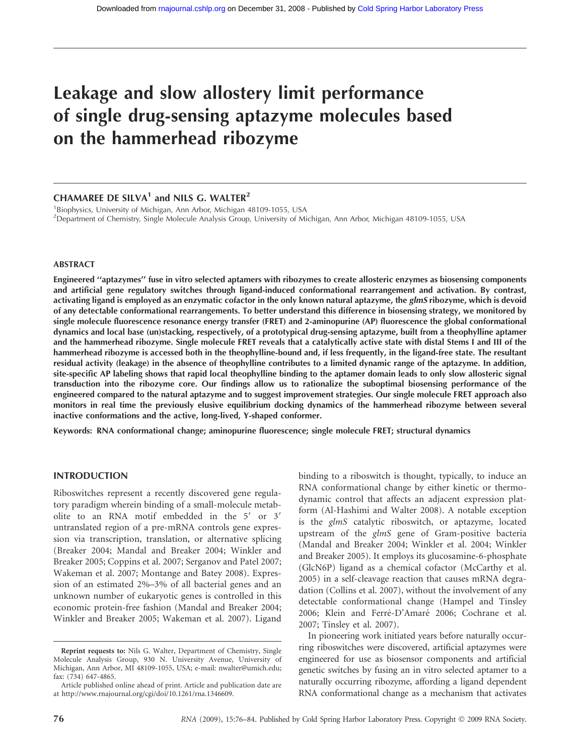# Leakage and slow allostery limit performance of single drug-sensing aptazyme molecules based on the hammerhead ribozyme

**CHAMAREE DE SILVA**[1] **and NILS G. WALTER**[2]

[1]Biophysics, University of Michigan, Ann Arbor, Michigan 48109-1055, USA
[2]Department of Chemistry, Single Molecule Analysis Group, University of Michigan, Ann Arbor, Michigan 48109-1055, USA

## ABSTRACT

**Engineered "aptazymes" fuse in vitro selected aptamers with ribozymes to create allosteric enzymes as biosensing components and artificial gene regulatory switches through ligand-induced conformational rearrangement and activation. By contrast, activating ligand is employed as an enzymatic cofactor in the only known natural aptazyme, the *glmS* ribozyme, which is devoid of any detectable conformational rearrangements. To better understand this difference in biosensing strategy, we monitored by single molecule fluorescence resonance energy transfer (FRET) and 2-aminopurine (AP) fluorescence the global conformational dynamics and local base (un)stacking, respectively, of a prototypical drug-sensing aptazyme, built from a theophylline aptamer and the hammerhead ribozyme. Single molecule FRET reveals that a catalytically active state with distal Stems I and III of the hammerhead ribozyme is accessed both in the theophylline-bound and, if less frequently, in the ligand-free state. The resultant residual activity (leakage) in the absence of theophylline contributes to a limited dynamic range of the aptazyme. In addition, site-specific AP labeling shows that rapid local theophylline binding to the aptamer domain leads to only slow allosteric signal transduction into the ribozyme core. Our findings allow us to rationalize the suboptimal biosensing performance of the engineered compared to the natural aptazyme and to suggest improvement strategies. Our single molecule FRET approach also monitors in real time the previously elusive equilibrium docking dynamics of the hammerhead ribozyme between several inactive conformations and the active, long-lived, Y-shaped conformer.**

**Keywords:** RNA conformational change; aminopurine fluorescence; single molecule FRET; structural dynamics

## INTRODUCTION

Riboswitches represent a recently discovered gene regulatory paradigm wherein binding of a small-molecule metabolite to an RNA motif embedded in the 5′ or 3′ untranslated region of a pre-mRNA controls gene expression via transcription, translation, or alternative splicing (Breaker 2004; Mandal and Breaker 2004; Winkler and Breaker 2005; Coppins et al. 2007; Serganov and Patel 2007; Wakeman et al. 2007; Montange and Batey 2008). Expression of an estimated 2%–3% of all bacterial genes and an unknown number of eukaryotic genes is controlled in this economic protein-free fashion (Mandal and Breaker 2004; Winkler and Breaker 2005; Wakeman et al. 2007). Ligand binding to a riboswitch is thought, typically, to induce an RNA conformational change by either kinetic or thermodynamic control that affects an adjacent expression platform (Al-Hashimi and Walter 2008). A notable exception is the *glmS* catalytic riboswitch, or aptazyme, located upstream of the *glmS* gene of Gram-positive bacteria (Mandal and Breaker 2004; Winkler et al. 2004; Winkler and Breaker 2005). It employs its glucosamine-6-phosphate (GlcN6P) ligand as a chemical cofactor (McCarthy et al. 2005) in a self-cleavage reaction that causes mRNA degradation (Collins et al. 2007), without the involvement of any detectable conformational change (Hampel and Tinsley 2006; Klein and Ferré-D'Amaré 2006; Cochrane et al. 2007; Tinsley et al. 2007).

In pioneering work initiated years before naturally occurring riboswitches were discovered, artificial aptazymes were engineered for use as biosensor components and artificial genetic switches by fusing an in vitro selected aptamer to a naturally occurring ribozyme, affording a ligand dependent RNA conformational change as a mechanism that activates

**Reprint requests to:** Nils G. Walter, Department of Chemistry, Single Molecule Analysis Group, 930 N. University Avenue, University of Michigan, Ann Arbor, MI 48109-1055, USA; e-mail: nwalter@umich.edu; fax: (734) 647-4865.

Article published online ahead of print. Article and publication date are at http://www.rnajournal.org/cgi/doi/10.1261/rna.1346609.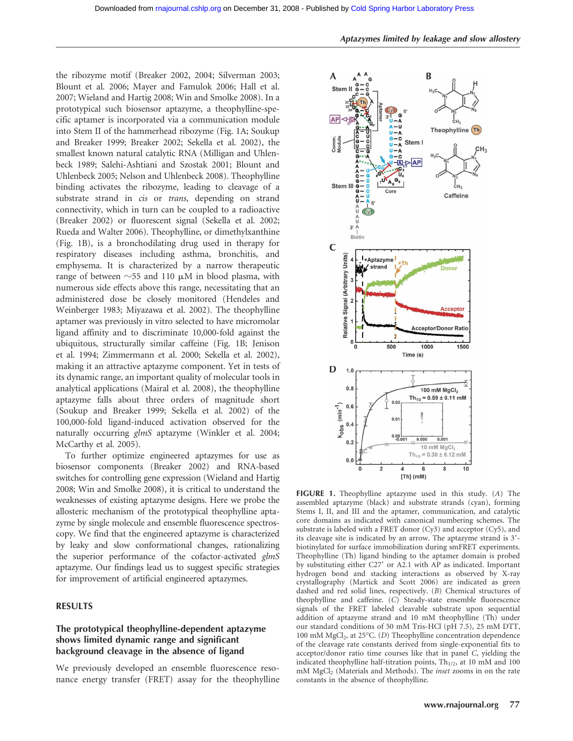the ribozyme motif (Breaker 2002, 2004; Silverman 2003; Blount et al. 2006; Mayer and Famulok 2006; Hall et al. 2007; Wieland and Hartig 2008; Win and Smolke 2008). In a prototypical such biosensor aptazyme, a theophylline-specific aptamer is incorporated via a communication module into Stem II of the hammerhead ribozyme (Fig. 1A; Soukup and Breaker 1999; Breaker 2002; Sekella et al. 2002), the smallest known natural catalytic RNA (Milligan and Uhlenbeck 1989; Salehi-Ashtiani and Szostak 2001; Blount and Uhlenbeck 2005; Nelson and Uhlenbeck 2008). Theophylline binding activates the ribozyme, leading to cleavage of a substrate strand in *cis* or *trans*, depending on strand connectivity, which in turn can be coupled to a radioactive (Breaker 2002) or fluorescent signal (Sekella et al. 2002; Rueda and Walter 2006). Theophylline, or dimethylxanthine (Fig. 1B), is a bronchodilating drug used in therapy for respiratory diseases including asthma, bronchitis, and emphysema. It is characterized by a narrow therapeutic range of between ~55 and 110 μM in blood plasma, with numerous side effects above this range, necessitating that an administered dose be closely monitored (Hendeles and Weinberger 1983; Miyazawa et al. 2002). The theophylline aptamer was previously in vitro selected to have micromolar ligand affinity and to discriminate 10,000-fold against the ubiquitous, structurally similar caffeine (Fig. 1B; Jenison et al. 1994; Zimmermann et al. 2000; Sekella et al. 2002), making it an attractive aptazyme component. Yet in tests of its dynamic range, an important quality of molecular tools in analytical applications (Mairal et al. 2008), the theophylline aptazyme falls about three orders of magnitude short (Soukup and Breaker 1999; Sekella et al. 2002) of the 100,000-fold ligand-induced activation observed for the naturally occurring *glmS* aptazyme (Winkler et al. 2004; McCarthy et al. 2005).

To further optimize engineered aptazymes for use as biosensor components (Breaker 2002) and RNA-based switches for controlling gene expression (Wieland and Hartig 2008; Win and Smolke 2008), it is critical to understand the weaknesses of existing aptazyme designs. Here we probe the allosteric mechanism of the prototypical theophylline aptazyme by single molecule and ensemble fluorescence spectroscopy. We find that the engineered aptazyme is characterized by leaky and slow conformational changes, rationalizing the superior performance of the cofactor-activated *glmS* aptazyme. Our findings lead us to suggest specific strategies for improvement of artificial engineered aptazymes.

## RESULTS

### The prototypical theophylline-dependent aptazyme shows limited dynamic range and significant background cleavage in the absence of ligand

We previously developed an ensemble fluorescence resonance energy transfer (FRET) assay for the theophylline

**FIGURE 1.** Theophylline aptazyme used in this study. (*A*) The assembled aptazyme (black) and substrate strands (cyan), forming Stems I, II, and III and the aptamer, communication, and catalytic core domains as indicated with canonical numbering schemes. The substrate is labeled with a FRET donor (Cy3) and acceptor (Cy5), and its cleavage site is indicated by an arrow. The aptazyme strand is 3′-biotinylated for surface immobilization during smFRET experiments. Theophylline (Th) ligand binding to the aptamer domain is probed by substituting either C27′ or A2.1 with AP as indicated. Important hydrogen bond and stacking interactions as observed by X-ray crystallography (Martick and Scott 2006) are indicated as green dashed and red solid lines, respectively. (*B*) Chemical structures of theophylline and caffeine. (*C*) Steady-state ensemble fluorescence signals of the FRET labeled cleavable substrate upon sequential addition of aptazyme strand and 10 mM theophylline (Th) under our standard conditions of 50 mM Tris-HCl (pH 7.5), 25 mM DTT, 100 mM $MgCl_2$, at 25°C. (*D*) Theophylline concentration dependence of the cleavage rate constants derived from single-exponential fits to acceptor/donor ratio time courses like that in panel *C*, yielding the indicated theophylline half-titration points, $Th_{1/2}$, at 10 mM and 100 mM $MgCl_2$ (Materials and Methods). The *inset* zooms in on the rate constants in the absence of theophylline.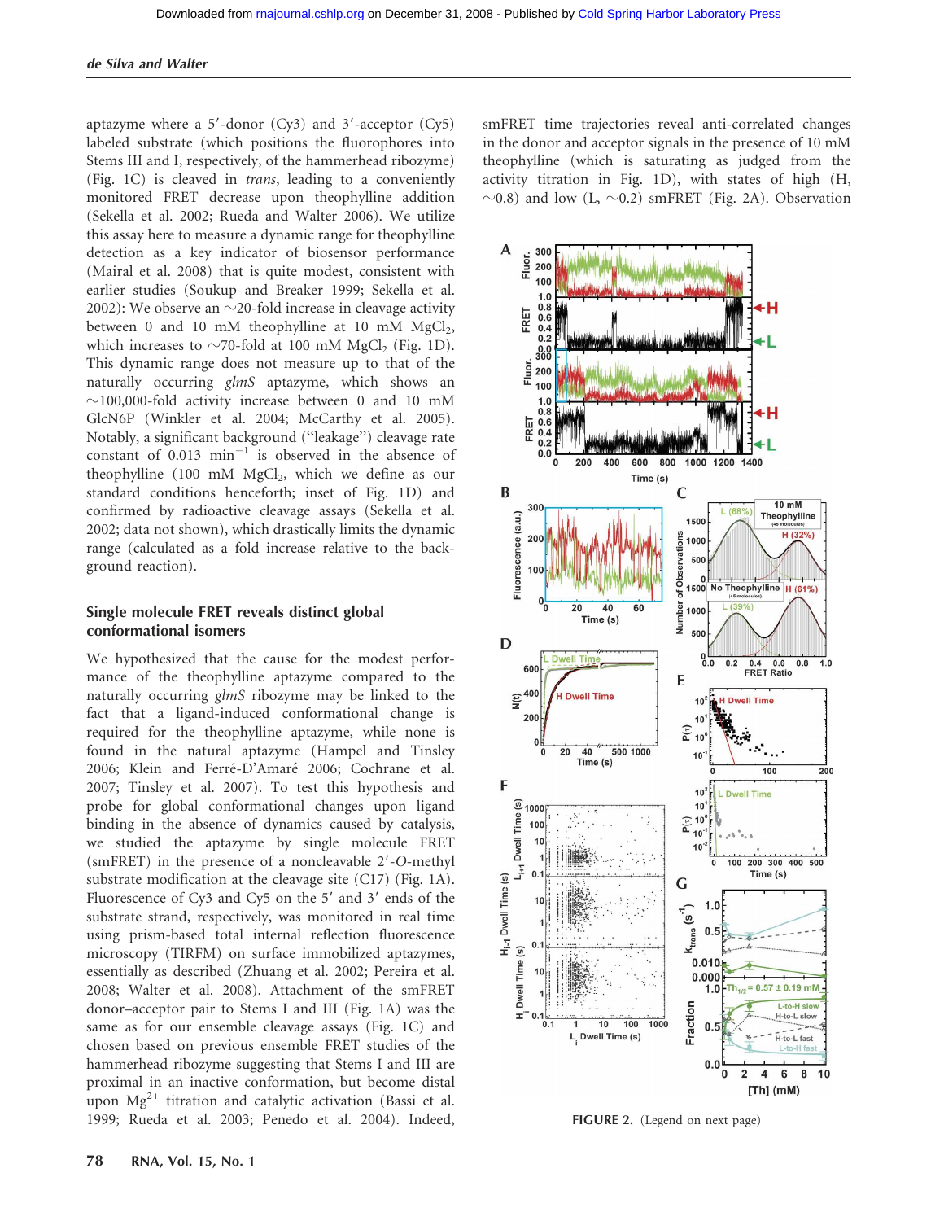aptazyme where a 5′-donor (Cy3) and 3′-acceptor (Cy5) labeled substrate (which positions the fluorophores into Stems III and I, respectively, of the hammerhead ribozyme) (Fig. 1C) is cleaved in *trans*, leading to a conveniently monitored FRET decrease upon theophylline addition (Sekella et al. 2002; Rueda and Walter 2006). We utilize this assay here to measure a dynamic range for theophylline detection as a key indicator of biosensor performance (Mairal et al. 2008) that is quite modest, consistent with earlier studies (Soukup and Breaker 1999; Sekella et al. 2002): We observe an ~20-fold increase in cleavage activity between 0 and 10 mM theophylline at 10 mM $MgCl_2$, which increases to ~70-fold at 100 mM $MgCl_2$ (Fig. 1D). This dynamic range does not measure up to that of the naturally occurring *glmS* aptazyme, which shows an ~100,000-fold activity increase between 0 and 10 mM GlcN6P (Winkler et al. 2004; McCarthy et al. 2005). Notably, a significant background ("leakage") cleavage rate constant of 0.013 $min^{-1}$ is observed in the absence of theophylline (100 mM $MgCl_2$, which we define as our standard conditions henceforth; inset of Fig. 1D) and confirmed by radioactive cleavage assays (Sekella et al. 2002; data not shown), which drastically limits the dynamic range (calculated as a fold increase relative to the background reaction).

## Single molecule FRET reveals distinct global conformational isomers

We hypothesized that the cause for the modest performance of the theophylline aptazyme compared to the naturally occurring *glmS* ribozyme may be linked to the fact that a ligand-induced conformational change is required for the theophylline aptazyme, while none is found in the natural aptazyme (Hampel and Tinsley 2006; Klein and Ferré-D'Amaré 2006; Cochrane et al. 2007; Tinsley et al. 2007). To test this hypothesis and probe for global conformational changes upon ligand binding in the absence of dynamics caused by catalysis, we studied the aptazyme by single molecule FRET (smFRET) in the presence of a noncleavable 2′-*O*-methyl substrate modification at the cleavage site (C17) (Fig. 1A). Fluorescence of Cy3 and Cy5 on the 5′ and 3′ ends of the substrate strand, respectively, was monitored in real time using prism-based total internal reflection fluorescence microscopy (TIRFM) on surface immobilized aptazymes, essentially as described (Zhuang et al. 2002; Pereira et al. 2008; Walter et al. 2008). Attachment of the smFRET donor–acceptor pair to Stems I and III (Fig. 1A) was the same as for our ensemble cleavage assays (Fig. 1C) and chosen based on previous ensemble FRET studies of the hammerhead ribozyme suggesting that Stems I and III are proximal in an inactive conformation, but become distal upon $Mg^{2+}$ titration and catalytic activation (Bassi et al. 1999; Rueda et al. 2003; Penedo et al. 2004). Indeed, smFRET time trajectories reveal anti-correlated changes in the donor and acceptor signals in the presence of 10 mM theophylline (which is saturating as judged from the activity titration in Fig. 1D), with states of high (H, ~0.8) and low (L, ~0.2) smFRET (Fig. 2A). Observation

FIGURE 2. (Legend on next page)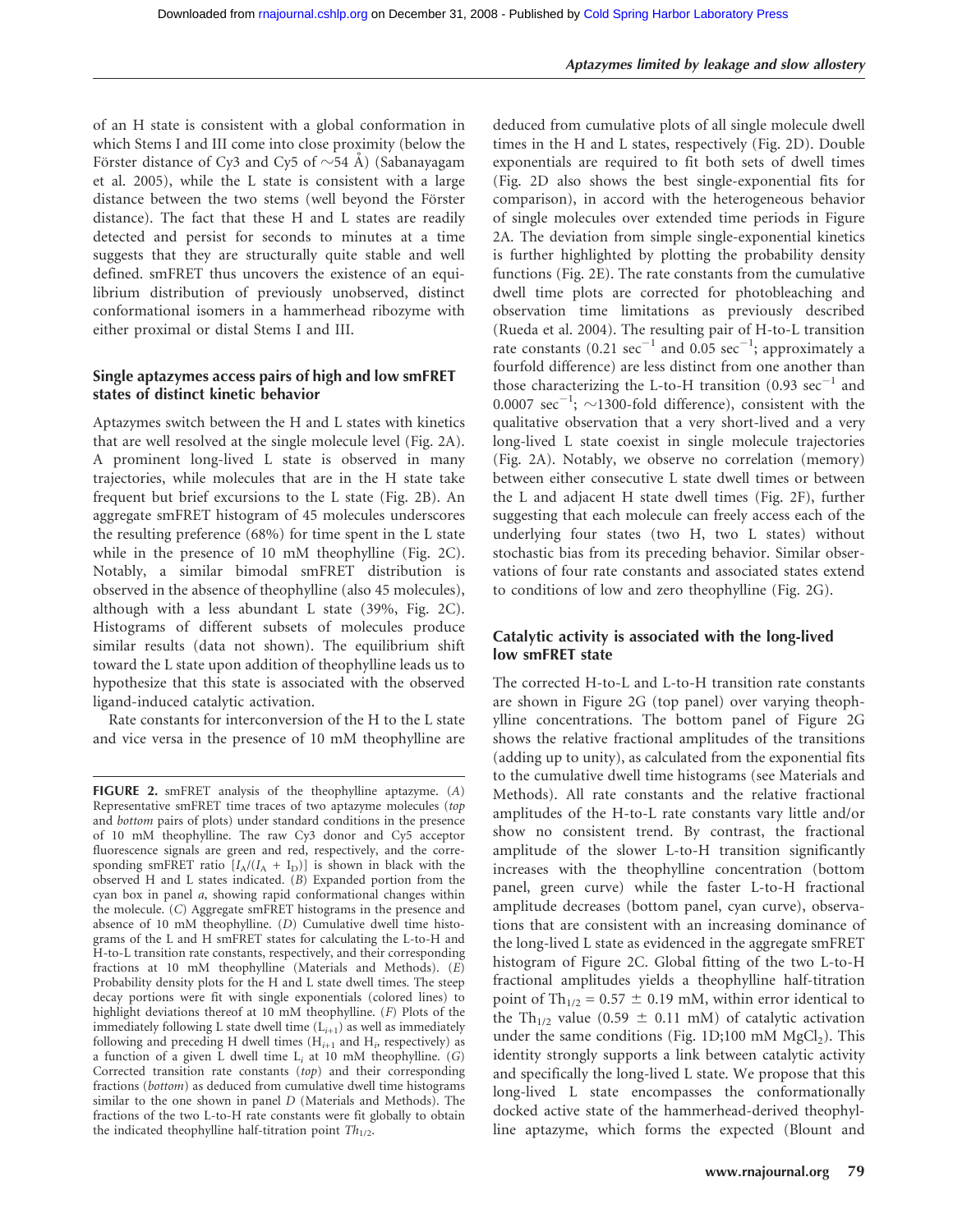of an H state is consistent with a global conformation in which Stems I and III come into close proximity (below the Förster distance of Cy3 and Cy5 of ~54 Å) (Sabanayagam et al. 2005), while the L state is consistent with a large distance between the two stems (well beyond the Förster distance). The fact that these H and L states are readily detected and persist for seconds to minutes at a time suggests that they are structurally quite stable and well defined. smFRET thus uncovers the existence of an equilibrium distribution of previously unobserved, distinct conformational isomers in a hammerhead ribozyme with either proximal or distal Stems I and III.

### Single aptazymes access pairs of high and low smFRET states of distinct kinetic behavior

Aptazymes switch between the H and L states with kinetics that are well resolved at the single molecule level (Fig. 2A). A prominent long-lived L state is observed in many trajectories, while molecules that are in the H state take frequent but brief excursions to the L state (Fig. 2B). An aggregate smFRET histogram of 45 molecules underscores the resulting preference (68%) for time spent in the L state while in the presence of 10 mM theophylline (Fig. 2C). Notably, a similar bimodal smFRET distribution is observed in the absence of theophylline (also 45 molecules), although with a less abundant L state (39%, Fig. 2C). Histograms of different subsets of molecules produce similar results (data not shown). The equilibrium shift toward the L state upon addition of theophylline leads us to hypothesize that this state is associated with the observed ligand-induced catalytic activation.

Rate constants for interconversion of the H to the L state and vice versa in the presence of 10 mM theophylline are deduced from cumulative plots of all single molecule dwell times in the H and L states, respectively (Fig. 2D). Double exponentials are required to fit both sets of dwell times (Fig. 2D also shows the best single-exponential fits for comparison), in accord with the heterogeneous behavior of single molecules over extended time periods in Figure 2A. The deviation from simple single-exponential kinetics is further highlighted by plotting the probability density functions (Fig. 2E). The rate constants from the cumulative dwell time plots are corrected for photobleaching and observation time limitations as previously described (Rueda et al. 2004). The resulting pair of H-to-L transition rate constants (0.21 $sec^{-1}$ and 0.05 $sec^{-1}$; approximately a fourfold difference) are less distinct from one another than those characterizing the L-to-H transition (0.93 $sec^{-1}$ and 0.0007 $sec^{-1}$; ~1300-fold difference), consistent with the qualitative observation that a very short-lived and a very long-lived L state coexist in single molecule trajectories (Fig. 2A). Notably, we observe no correlation (memory) between either consecutive L state dwell times or between the L and adjacent H state dwell times (Fig. 2F), further suggesting that each molecule can freely access each of the underlying four states (two H, two L states) without stochastic bias from its preceding behavior. Similar observations of four rate constants and associated states extend to conditions of low and zero theophylline (Fig. 2G).

### Catalytic activity is associated with the long-lived low smFRET state

The corrected H-to-L and L-to-H transition rate constants are shown in Figure 2G (top panel) over varying theophylline concentrations. The bottom panel of Figure 2G shows the relative fractional amplitudes of the transitions (adding up to unity), as calculated from the exponential fits to the cumulative dwell time histograms (see Materials and Methods). All rate constants and the relative fractional amplitudes of the H-to-L rate constants vary little and/or show no consistent trend. By contrast, the fractional amplitude of the slower L-to-H transition significantly increases with the theophylline concentration (bottom panel, green curve) while the faster L-to-H fractional amplitude decreases (bottom panel, cyan curve), observations that are consistent with an increasing dominance of the long-lived L state as evidenced in the aggregate smFRET histogram of Figure 2C. Global fitting of the two L-to-H fractional amplitudes yields a theophylline half-titration point of $Th_{1/2}$ = 0.57 ± 0.19 mM, within error identical to the $Th_{1/2}$ value (0.59 ± 0.11 mM) of catalytic activation under the same conditions (Fig. 1D;100 mM $MgCl_2$). This identity strongly supports a link between catalytic activity and specifically the long-lived L state. We propose that this long-lived L state encompasses the conformationally docked active state of the hammerhead-derived theophylline aptazyme, which forms the expected (Blount and

**FIGURE 2.** smFRET analysis of the theophylline aptazyme. (*A*) Representative smFRET time traces of two aptazyme molecules (*top* and *bottom* pairs of plots) under standard conditions in the presence of 10 mM theophylline. The raw Cy3 donor and Cy5 acceptor fluorescence signals are green and red, respectively, and the corresponding smFRET ratio $[I_A/(I_A + I_D)]$ is shown in black with the observed H and L states indicated. (*B*) Expanded portion from the cyan box in panel *a*, showing rapid conformational changes within the molecule. (*C*) Aggregate smFRET histograms in the presence and absence of 10 mM theophylline. (*D*) Cumulative dwell time histograms of the L and H smFRET states for calculating the L-to-H and H-to-L transition rate constants, respectively, and their corresponding fractions at 10 mM theophylline (Materials and Methods). (*E*) Probability density plots for the H and L state dwell times. The steep decay portions were fit with single exponentials (colored lines) to highlight deviations thereof at 10 mM theophylline. (*F*) Plots of the immediately following L state dwell time ($L_{i+1}$) as well as immediately following and preceding H dwell times ($H_{i+1}$ and $H_i$, respectively) as a function of a given L dwell time $L_i$ at 10 mM theophylline. (*G*) Corrected transition rate constants (*top*) and their corresponding fractions (*bottom*) as deduced from cumulative dwell time histograms similar to the one shown in panel *D* (Materials and Methods). The fractions of the two L-to-H rate constants were fit globally to obtain the indicated theophylline half-titration point $Th_{1/2}$.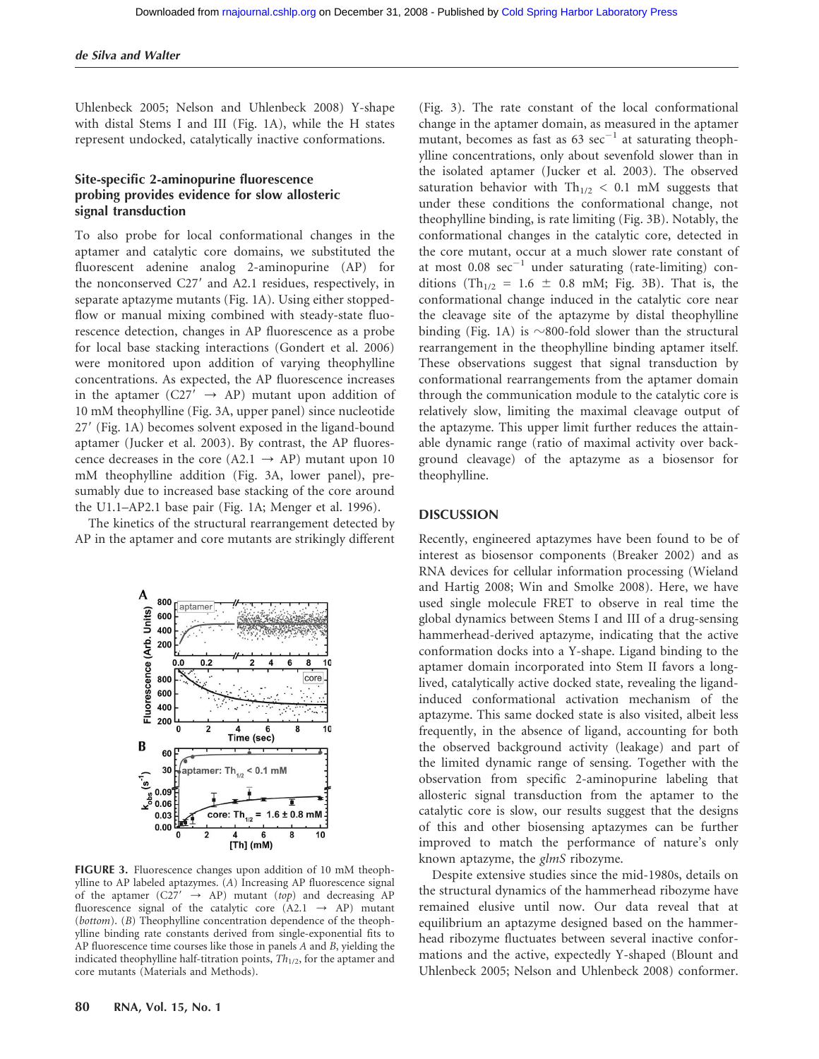Uhlenbeck 2005; Nelson and Uhlenbeck 2008) Y-shape with distal Stems I and III (Fig. 1A), while the H states represent undocked, catalytically inactive conformations.

### Site-specific 2-aminopurine fluorescence probing provides evidence for slow allosteric signal transduction

To also probe for local conformational changes in the aptamer and catalytic core domains, we substituted the fluorescent adenine analog 2-aminopurine (AP) for the nonconserved C27′ and A2.1 residues, respectively, in separate aptazyme mutants (Fig. 1A). Using either stopped-flow or manual mixing combined with steady-state fluorescence detection, changes in AP fluorescence as a probe for local base stacking interactions (Gondert et al. 2006) were monitored upon addition of varying theophylline concentrations. As expected, the AP fluorescence increases in the aptamer (C27′ → AP) mutant upon addition of 10 mM theophylline (Fig. 3A, upper panel) since nucleotide 27′ (Fig. 1A) becomes solvent exposed in the ligand-bound aptamer (Jucker et al. 2003). By contrast, the AP fluorescence decreases in the core (A2.1 → AP) mutant upon 10 mM theophylline addition (Fig. 3A, lower panel), presumably due to increased base stacking of the core around the U1.1–AP2.1 base pair (Fig. 1A; Menger et al. 1996).

The kinetics of the structural rearrangement detected by AP in the aptamer and core mutants are strikingly different (Fig. 3). The rate constant of the local conformational change in the aptamer domain, as measured in the aptamer mutant, becomes as fast as 63 $sec^{-1}$ at saturating theophylline concentrations, only about sevenfold slower than in the isolated aptamer (Jucker et al. 2003). The observed saturation behavior with $Th_{1/2}$ < 0.1 mM suggests that under these conditions the conformational change, not theophylline binding, is rate limiting (Fig. 3B). Notably, the conformational changes in the catalytic core, detected in the core mutant, occur at a much slower rate constant of at most 0.08 $sec^{-1}$ under saturating (rate-limiting) conditions ($Th_{1/2}$ = 1.6 ± 0.8 mM; Fig. 3B). That is, the conformational change induced in the catalytic core near the cleavage site of the aptazyme by distal theophylline binding (Fig. 1A) is ∼800-fold slower than the structural rearrangement in the theophylline binding aptamer itself. These observations suggest that signal transduction by conformational rearrangements from the aptamer domain through the communication module to the catalytic core is relatively slow, limiting the maximal cleavage output of the aptazyme. This upper limit further reduces the attainable dynamic range (ratio of maximal activity over background cleavage) of the aptazyme as a biosensor for theophylline.

FIGURE 3. Fluorescence changes upon addition of 10 mM theophylline to AP labeled aptazymes. (*A*) Increasing AP fluorescence signal of the aptamer (C27′ → AP) mutant (*top*) and decreasing AP fluorescence signal of the catalytic core (A2.1 → AP) mutant (*bottom*). (*B*) Theophylline concentration dependence of the theophylline binding rate constants derived from single-exponential fits to AP fluorescence time courses like those in panels *A* and *B*, yielding the indicated theophylline half-titration points, $Th_{1/2}$, for the aptamer and core mutants (Materials and Methods).

## DISCUSSION

Recently, engineered aptazymes have been found to be of interest as biosensor components (Breaker 2002) and as RNA devices for cellular information processing (Wieland and Hartig 2008; Win and Smolke 2008). Here, we have used single molecule FRET to observe in real time the global dynamics between Stems I and III of a drug-sensing hammerhead-derived aptazyme, indicating that the active conformation docks into a Y-shape. Ligand binding to the aptamer domain incorporated into Stem II favors a long-lived, catalytically active docked state, revealing the ligand-induced conformational activation mechanism of the aptazyme. This same docked state is also visited, albeit less frequently, in the absence of ligand, accounting for both the observed background activity (leakage) and part of the limited dynamic range of sensing. Together with the observation from specific 2-aminopurine labeling that allosteric signal transduction from the aptamer to the catalytic core is slow, our results suggest that the designs of this and other biosensing aptazymes can be further improved to match the performance of nature's only known aptazyme, the *glmS* ribozyme.

Despite extensive studies since the mid-1980s, details on the structural dynamics of the hammerhead ribozyme have remained elusive until now. Our data reveal that at equilibrium an aptazyme designed based on the hammerhead ribozyme fluctuates between several inactive conformations and the active, expectedly Y-shaped (Blount and Uhlenbeck 2005; Nelson and Uhlenbeck 2008) conformer.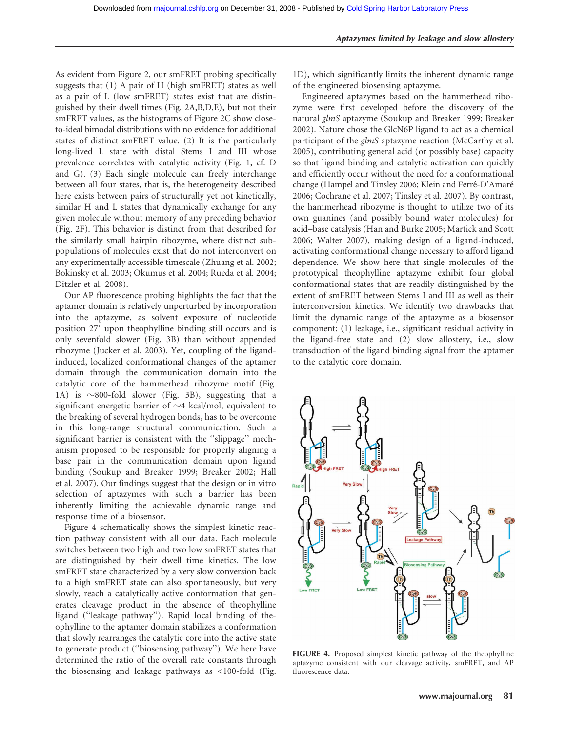As evident from Figure 2, our smFRET probing specifically suggests that (1) A pair of H (high smFRET) states as well as a pair of L (low smFRET) states exist that are distinguished by their dwell times (Fig. 2A,B,D,E), but not their smFRET values, as the histograms of Figure 2C show close-to-ideal bimodal distributions with no evidence for additional states of distinct smFRET value. (2) It is the particularly long-lived L state with distal Stems I and III whose prevalence correlates with catalytic activity (Fig. 1, cf. D and G). (3) Each single molecule can freely interchange between all four states, that is, the heterogeneity described here exists between pairs of structurally yet not kinetically, similar H and L states that dynamically exchange for any given molecule without memory of any preceding behavior (Fig. 2F). This behavior is distinct from that described for the similarly small hairpin ribozyme, where distinct subpopulations of molecules exist that do not interconvert on any experimentally accessible timescale (Zhuang et al. 2002; Bokinsky et al. 2003; Okumus et al. 2004; Rueda et al. 2004; Ditzler et al. 2008).

Our AP fluorescence probing highlights the fact that the aptamer domain is relatively unperturbed by incorporation into the aptazyme, as solvent exposure of nucleotide position 27′ upon theophylline binding still occurs and is only sevenfold slower (Fig. 3B) than without appended ribozyme (Jucker et al. 2003). Yet, coupling of the ligand-induced, localized conformational changes of the aptamer domain through the communication domain into the catalytic core of the hammerhead ribozyme motif (Fig. 1A) is ~800-fold slower (Fig. 3B), suggesting that a significant energetic barrier of ~4 kcal/mol, equivalent to the breaking of several hydrogen bonds, has to be overcome in this long-range structural communication. Such a significant barrier is consistent with the "slippage" mechanism proposed to be responsible for properly aligning a base pair in the communication domain upon ligand binding (Soukup and Breaker 1999; Breaker 2002; Hall et al. 2007). Our findings suggest that the design or in vitro selection of aptazymes with such a barrier has been inherently limiting the achievable dynamic range and response time of a biosensor.

Figure 4 schematically shows the simplest kinetic reaction pathway consistent with all our data. Each molecule switches between two high and two low smFRET states that are distinguished by their dwell time kinetics. The low smFRET state characterized by a very slow conversion back to a high smFRET state can also spontaneously, but very slowly, reach a catalytically active conformation that generates cleavage product in the absence of theophylline ligand ("leakage pathway"). Rapid local binding of theophylline to the aptamer domain stabilizes a conformation that slowly rearranges the catalytic core into the active state to generate product ("biosensing pathway"). We here have determined the ratio of the overall rate constants through the biosensing and leakage pathways as <100-fold (Fig. 1D), which significantly limits the inherent dynamic range of the engineered biosensing aptazyme.

Engineered aptazymes based on the hammerhead ribozyme were first developed before the discovery of the natural *glmS* aptazyme (Soukup and Breaker 1999; Breaker 2002). Nature chose the GlcN6P ligand to act as a chemical participant of the *glmS* aptazyme reaction (McCarthy et al. 2005), contributing general acid (or possibly base) capacity so that ligand binding and catalytic activation can quickly and efficiently occur without the need for a conformational change (Hampel and Tinsley 2006; Klein and Ferré-D'Amaré 2006; Cochrane et al. 2007; Tinsley et al. 2007). By contrast, the hammerhead ribozyme is thought to utilize two of its own guanines (and possibly bound water molecules) for acid–base catalysis (Han and Burke 2005; Martick and Scott 2006; Walter 2007), making design of a ligand-induced, activating conformational change necessary to afford ligand dependence. We show here that single molecules of the prototypical theophylline aptazyme exhibit four global conformational states that are readily distinguished by the extent of smFRET between Stems I and III as well as their interconversion kinetics. We identify two drawbacks that limit the dynamic range of the aptazyme as a biosensor component: (1) leakage, i.e., significant residual activity in the ligand-free state and (2) slow allostery, i.e., slow transduction of the ligand binding signal from the aptamer to the catalytic core domain.

**FIGURE 4.** Proposed simplest kinetic pathway of the theophylline aptazyme consistent with our cleavage activity, smFRET, and AP fluorescence data.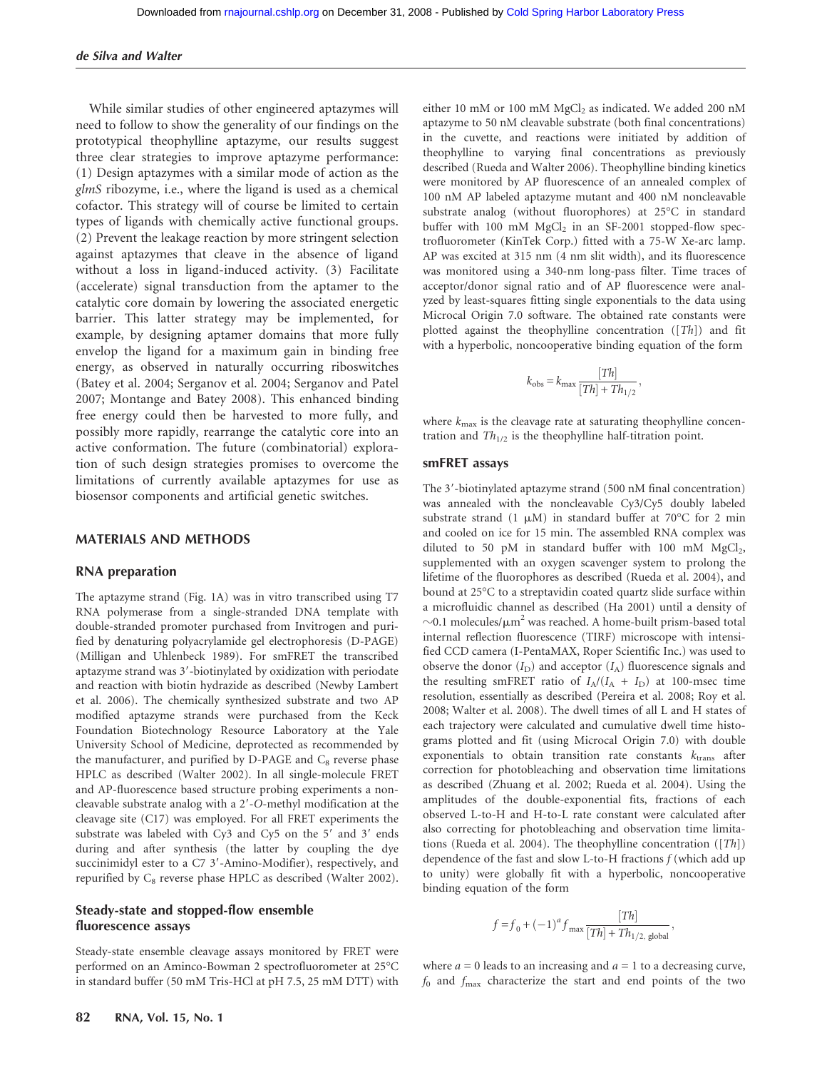While similar studies of other engineered aptazymes will need to follow to show the generality of our findings on the prototypical theophylline aptazyme, our results suggest three clear strategies to improve aptazyme performance: (1) Design aptazymes with a similar mode of action as the *glmS* ribozyme, i.e., where the ligand is used as a chemical cofactor. This strategy will of course be limited to certain types of ligands with chemically active functional groups. (2) Prevent the leakage reaction by more stringent selection against aptazymes that cleave in the absence of ligand without a loss in ligand-induced activity. (3) Facilitate (accelerate) signal transduction from the aptamer to the catalytic core domain by lowering the associated energetic barrier. This latter strategy may be implemented, for example, by designing aptamer domains that more fully envelop the ligand for a maximum gain in binding free energy, as observed in naturally occurring riboswitches (Batey et al. 2004; Serganov et al. 2004; Serganov and Patel 2007; Montange and Batey 2008). This enhanced binding free energy could then be harvested to more fully, and possibly more rapidly, rearrange the catalytic core into an active conformation. The future (combinatorial) exploration of such design strategies promises to overcome the limitations of currently available aptazymes for use as biosensor components and artificial genetic switches.

## MATERIALS AND METHODS

### RNA preparation

The aptazyme strand (Fig. 1A) was in vitro transcribed using T7 RNA polymerase from a single-stranded DNA template with double-stranded promoter purchased from Invitrogen and purified by denaturing polyacrylamide gel electrophoresis (D-PAGE) (Milligan and Uhlenbeck 1989). For smFRET the transcribed aptazyme strand was 3′-biotinylated by oxidization with periodate and reaction with biotin hydrazide as described (Newby Lambert et al. 2006). The chemically synthesized substrate and two AP modified aptazyme strands were purchased from the Keck Foundation Biotechnology Resource Laboratory at the Yale University School of Medicine, deprotected as recommended by the manufacturer, and purified by D-PAGE and $C_8$ reverse phase HPLC as described (Walter 2002). In all single-molecule FRET and AP-fluorescence based structure probing experiments a noncleavable substrate analog with a 2′-O-methyl modification at the cleavage site (C17) was employed. For all FRET experiments the substrate was labeled with Cy3 and Cy5 on the 5′ and 3′ ends during and after synthesis (the latter by coupling the dye succinimidyl ester to a C7 3′-Amino-Modifier), respectively, and repurified by $C_8$ reverse phase HPLC as described (Walter 2002).

### Steady-state and stopped-flow ensemble fluorescence assays

Steady-state ensemble cleavage assays monitored by FRET were performed on an Aminco-Bowman 2 spectrofluorometer at 25°C in standard buffer (50 mM Tris-HCl at pH 7.5, 25 mM DTT) with either 10 mM or 100 mM $MgCl_2$ as indicated. We added 200 nM aptazyme to 50 nM cleavable substrate (both final concentrations) in the cuvette, and reactions were initiated by addition of theophylline to varying final concentrations as previously described (Rueda and Walter 2006). Theophylline binding kinetics were monitored by AP fluorescence of an annealed complex of 100 nM AP labeled aptazyme mutant and 400 nM noncleavable substrate analog (without fluorophores) at 25°C in standard buffer with 100 mM $MgCl_2$ in an SF-2001 stopped-flow spectrofluorometer (KinTek Corp.) fitted with a 75-W Xe-arc lamp. AP was excited at 315 nm (4 nm slit width), and its fluorescence was monitored using a 340-nm long-pass filter. Time traces of acceptor/donor signal ratio and of AP fluorescence were analyzed by least-squares fitting single exponentials to the data using Microcal Origin 7.0 software. The obtained rate constants were plotted against the theophylline concentration ($[Th]$) and fit with a hyperbolic, noncooperative binding equation of the form

$$k_{\text{obs}} = k_{\max} \frac{[Th]}{[Th] + Th_{1/2}},$$

where $k_{\max}$ is the cleavage rate at saturating theophylline concentration and $Th_{1/2}$ is the theophylline half-titration point.

### smFRET assays

The 3′-biotinylated aptazyme strand (500 nM final concentration) was annealed with the noncleavable Cy3/Cy5 doubly labeled substrate strand (1 μM) in standard buffer at 70°C for 2 min and cooled on ice for 15 min. The assembled RNA complex was diluted to 50 pM in standard buffer with 100 mM $MgCl_2$, supplemented with an oxygen scavenger system to prolong the lifetime of the fluorophores as described (Rueda et al. 2004), and bound at 25°C to a streptavidin coated quartz slide surface within a microfluidic channel as described (Ha 2001) until a density of ~0.1 molecules/μm$^2$ was reached. A home-built prism-based total internal reflection fluorescence (TIRF) microscope with intensified CCD camera (I-PentaMAX, Roper Scientific Inc.) was used to observe the donor ($I_D$) and acceptor ($I_A$) fluorescence signals and the resulting smFRET ratio of $I_A/(I_A + I_D)$ at 100-msec time resolution, essentially as described (Pereira et al. 2008; Roy et al. 2008; Walter et al. 2008). The dwell times of all L and H states of each trajectory were calculated and cumulative dwell time histograms plotted and fit (using Microcal Origin 7.0) with double exponentials to obtain transition rate constants $k_{\text{trans}}$ after correction for photobleaching and observation time limitations as described (Zhuang et al. 2002; Rueda et al. 2004). Using the amplitudes of the double-exponential fits, fractions of each observed L-to-H and H-to-L rate constant were calculated after also correcting for photobleaching and observation time limitations (Rueda et al. 2004). The theophylline concentration ($[Th]$) dependence of the fast and slow L-to-H fractions $f$ (which add up to unity) were globally fit with a hyperbolic, noncooperative binding equation of the form

$$f = f_0 + (-1)^a f_{\max} \frac{[Th]}{[Th] + Th_{1/2,\ \text{global}}},$$

where $a = 0$ leads to an increasing and $a = 1$ to a decreasing curve, $f_0$ and $f_{\max}$ characterize the start and end points of the two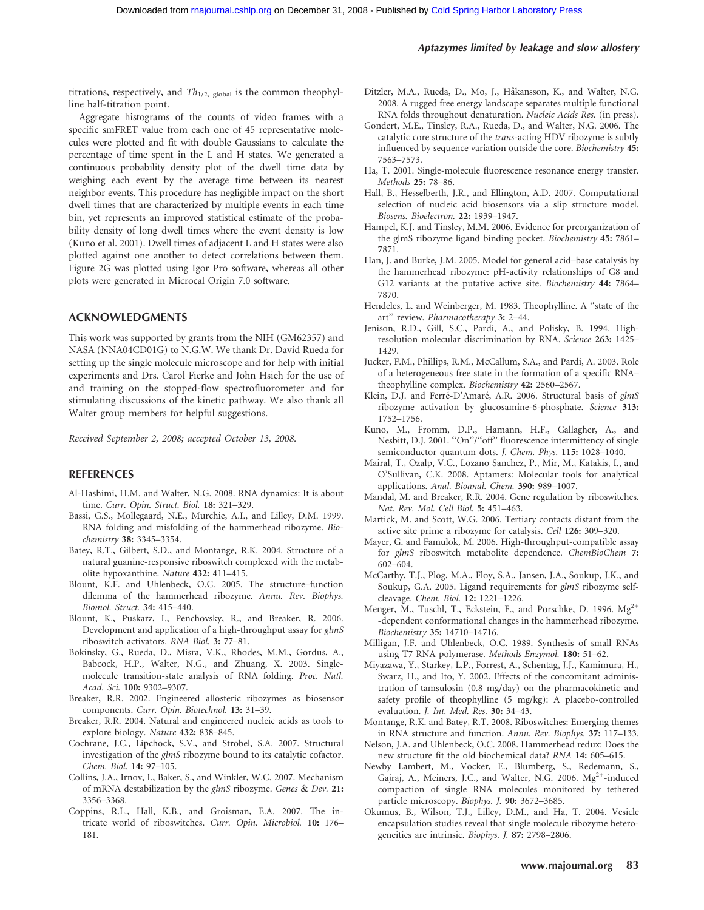titrations, respectively, and $Th_{1/2,\ global}$ is the common theophylline half-titration point.

Aggregate histograms of the counts of video frames with a specific smFRET value from each one of 45 representative molecules were plotted and fit with double Gaussians to calculate the percentage of time spent in the L and H states. We generated a continuous probability density plot of the dwell time data by weighing each event by the average time between its nearest neighbor events. This procedure has negligible impact on the short dwell times that are characterized by multiple events in each time bin, yet represents an improved statistical estimate of the probability density of long dwell times where the event density is low (Kuno et al. 2001). Dwell times of adjacent L and H states were also plotted against one another to detect correlations between them. Figure 2G was plotted using Igor Pro software, whereas all other plots were generated in Microcal Origin 7.0 software.

## ACKNOWLEDGMENTS

This work was supported by grants from the NIH (GM62357) and NASA (NNA04CD01G) to N.G.W. We thank Dr. David Rueda for setting up the single molecule microscope and for help with initial experiments and Drs. Carol Fierke and John Hsieh for the use of and training on the stopped-flow spectrofluorometer and for stimulating discussions of the kinetic pathway. We also thank all Walter group members for helpful suggestions.

*Received September 2, 2008; accepted October 13, 2008.*

## REFERENCES

Al-Hashimi, H.M. and Walter, N.G. 2008. RNA dynamics: It is about time. *Curr. Opin. Struct. Biol.* **18:** 321–329.

Bassi, G.S., Mollegaard, N.E., Murchie, A.I., and Lilley, D.M. 1999. RNA folding and misfolding of the hammerhead ribozyme. *Biochemistry* **38:** 3345–3354.

Batey, R.T., Gilbert, S.D., and Montange, R.K. 2004. Structure of a natural guanine-responsive riboswitch complexed with the metabolite hypoxanthine. *Nature* **432:** 411–415.

Blount, K.F. and Uhlenbeck, O.C. 2005. The structure–function dilemma of the hammerhead ribozyme. *Annu. Rev. Biophys. Biomol. Struct.* **34:** 415–440.

Blount, K., Puskarz, I., Penchovsky, R., and Breaker, R. 2006. Development and application of a high-throughput assay for *glmS* riboswitch activators. *RNA Biol.* **3:** 77–81.

Bokinsky, G., Rueda, D., Misra, V.K., Rhodes, M.M., Gordus, A., Babcock, H.P., Walter, N.G., and Zhuang, X. 2003. Single-molecule transition-state analysis of RNA folding. *Proc. Natl. Acad. Sci.* **100:** 9302–9307.

Breaker, R.R. 2002. Engineered allosteric ribozymes as biosensor components. *Curr. Opin. Biotechnol.* **13:** 31–39.

Breaker, R.R. 2004. Natural and engineered nucleic acids as tools to explore biology. *Nature* **432:** 838–845.

Cochrane, J.C., Lipchock, S.V., and Strobel, S.A. 2007. Structural investigation of the *glmS* ribozyme bound to its catalytic cofactor. *Chem. Biol.* **14:** 97–105.

Collins, J.A., Irnov, I., Baker, S., and Winkler, W.C. 2007. Mechanism of mRNA destabilization by the *glmS* ribozyme. *Genes & Dev.* **21:** 3356–3368.

Coppins, R.L., Hall, K.B., and Groisman, E.A. 2007. The intricate world of riboswitches. *Curr. Opin. Microbiol.* **10:** 176–181.

Ditzler, M.A., Rueda, D., Mo, J., Håkansson, K., and Walter, N.G. 2008. A rugged free energy landscape separates multiple functional RNA folds throughout denaturation. *Nucleic Acids Res.* (in press).

Gondert, M.E., Tinsley, R.A., Rueda, D., and Walter, N.G. 2006. The catalytic core structure of the *trans*-acting HDV ribozyme is subtly influenced by sequence variation outside the core. *Biochemistry* **45:** 7563–7573.

Ha, T. 2001. Single-molecule fluorescence resonance energy transfer. *Methods* **25:** 78–86.

Hall, B., Hesselberth, J.R., and Ellington, A.D. 2007. Computational selection of nucleic acid biosensors via a slip structure model. *Biosens. Bioelectron.* **22:** 1939–1947.

Hampel, K.J. and Tinsley, M.M. 2006. Evidence for preorganization of the glmS ribozyme ligand binding pocket. *Biochemistry* **45:** 7861–7871.

Han, J. and Burke, J.M. 2005. Model for general acid–base catalysis by the hammerhead ribozyme: pH-activity relationships of G8 and G12 variants at the putative active site. *Biochemistry* **44:** 7864–7870.

Hendeles, L. and Weinberger, M. 1983. Theophylline. A "state of the art" review. *Pharmacotherapy* **3:** 2–44.

Jenison, R.D., Gill, S.C., Pardi, A., and Polisky, B. 1994. High-resolution molecular discrimination by RNA. *Science* **263:** 1425–1429.

Jucker, F.M., Phillips, R.M., McCallum, S.A., and Pardi, A. 2003. Role of a heterogeneous free state in the formation of a specific RNA–theophylline complex. *Biochemistry* **42:** 2560–2567.

Klein, D.J. and Ferré-D'Amaré, A.R. 2006. Structural basis of *glmS* ribozyme activation by glucosamine-6-phosphate. *Science* **313:** 1752–1756.

Kuno, M., Fromm, D.P., Hamann, H.F., Gallagher, A., and Nesbitt, D.J. 2001. "On"/"off" fluorescence intermittency of single semiconductor quantum dots. *J. Chem. Phys.* **115:** 1028–1040.

Mairal, T., Ozalp, V.C., Lozano Sanchez, P., Mir, M., Katakis, I., and O'Sullivan, C.K. 2008. Aptamers: Molecular tools for analytical applications. *Anal. Bioanal. Chem.* **390:** 989–1007.

Mandal, M. and Breaker, R.R. 2004. Gene regulation by riboswitches. *Nat. Rev. Mol. Cell Biol.* **5:** 451–463.

Martick, M. and Scott, W.G. 2006. Tertiary contacts distant from the active site prime a ribozyme for catalysis. *Cell* **126:** 309–320.

Mayer, G. and Famulok, M. 2006. High-throughput-compatible assay for *glmS* riboswitch metabolite dependence. *ChemBioChem* **7:** 602–604.

McCarthy, T.J., Plog, M.A., Floy, S.A., Jansen, J.A., Soukup, J.K., and Soukup, G.A. 2005. Ligand requirements for *glmS* ribozyme self-cleavage. *Chem. Biol.* **12:** 1221–1226.

Menger, M., Tuschl, T., Eckstein, F., and Porschke, D. 1996. $Mg^{2+}$-dependent conformational changes in the hammerhead ribozyme. *Biochemistry* **35:** 14710–14716.

Milligan, J.F. and Uhlenbeck, O.C. 1989. Synthesis of small RNAs using T7 RNA polymerase. *Methods Enzymol.* **180:** 51–62.

Miyazawa, Y., Starkey, L.P., Forrest, A., Schentag, J.J., Kamimura, H., Swarz, H., and Ito, Y. 2002. Effects of the concomitant administration of tamsulosin (0.8 mg/day) on the pharmacokinetic and safety profile of theophylline (5 mg/kg): A placebo-controlled evaluation. *J. Int. Med. Res.* **30:** 34–43.

Montange, R.K. and Batey, R.T. 2008. Riboswitches: Emerging themes in RNA structure and function. *Annu. Rev. Biophys.* **37:** 117–133.

Nelson, J.A. and Uhlenbeck, O.C. 2008. Hammerhead redux: Does the new structure fit the old biochemical data? *RNA* **14:** 605–615.

Newby Lambert, M., Vocker, E., Blumberg, S., Redemann, S., Gajraj, A., Meiners, J.C., and Walter, N.G. 2006. $Mg^{2+}$-induced compaction of single RNA molecules monitored by tethered particle microscopy. *Biophys. J.* **90:** 3672–3685.

Okumus, B., Wilson, T.J., Lilley, D.M., and Ha, T. 2004. Vesicle encapsulation studies reveal that single molecule ribozyme heterogeneities are intrinsic. *Biophys. J.* **87:** 2798–2806.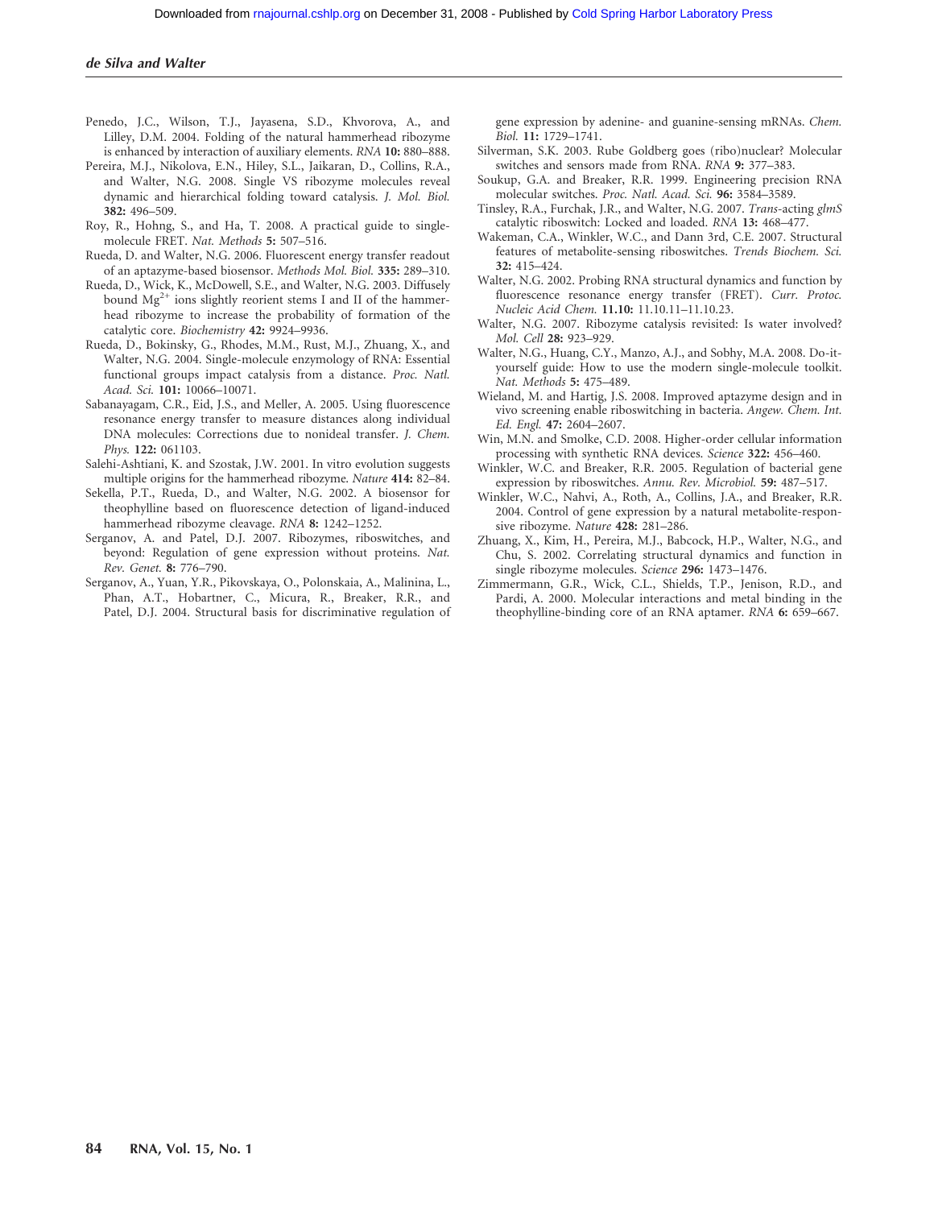Penedo, J.C., Wilson, T.J., Jayasena, S.D., Khvorova, A., and Lilley, D.M. 2004. Folding of the natural hammerhead ribozyme is enhanced by interaction of auxiliary elements. *RNA* **10:** 880–888.

Pereira, M.J., Nikolova, E.N., Hiley, S.L., Jaikaran, D., Collins, R.A., and Walter, N.G. 2008. Single VS ribozyme molecules reveal dynamic and hierarchical folding toward catalysis. *J. Mol. Biol.* **382:** 496–509.

Roy, R., Hohng, S., and Ha, T. 2008. A practical guide to single-molecule FRET. *Nat. Methods* **5:** 507–516.

Rueda, D. and Walter, N.G. 2006. Fluorescent energy transfer readout of an aptazyme-based biosensor. *Methods Mol. Biol.* **335:** 289–310.

Rueda, D., Wick, K., McDowell, S.E., and Walter, N.G. 2003. Diffusely bound $Mg^{2+}$ ions slightly reorient stems I and II of the hammerhead ribozyme to increase the probability of formation of the catalytic core. *Biochemistry* **42:** 9924–9936.

Rueda, D., Bokinsky, G., Rhodes, M.M., Rust, M.J., Zhuang, X., and Walter, N.G. 2004. Single-molecule enzymology of RNA: Essential functional groups impact catalysis from a distance. *Proc. Natl. Acad. Sci.* **101:** 10066–10071.

Sabanayagam, C.R., Eid, J.S., and Meller, A. 2005. Using fluorescence resonance energy transfer to measure distances along individual DNA molecules: Corrections due to nonideal transfer. *J. Chem. Phys.* **122:** 061103.

Salehi-Ashtiani, K. and Szostak, J.W. 2001. In vitro evolution suggests multiple origins for the hammerhead ribozyme. *Nature* **414:** 82–84.

Sekella, P.T., Rueda, D., and Walter, N.G. 2002. A biosensor for theophylline based on fluorescence detection of ligand-induced hammerhead ribozyme cleavage. *RNA* **8:** 1242–1252.

Serganov, A. and Patel, D.J. 2007. Ribozymes, riboswitches, and beyond: Regulation of gene expression without proteins. *Nat. Rev. Genet.* **8:** 776–790.

Serganov, A., Yuan, Y.R., Pikovskaya, O., Polonskaia, A., Malinina, L., Phan, A.T., Hobartner, C., Micura, R., Breaker, R.R., and Patel, D.J. 2004. Structural basis for discriminative regulation of gene expression by adenine- and guanine-sensing mRNAs. *Chem. Biol.* **11:** 1729–1741.

Silverman, S.K. 2003. Rube Goldberg goes (ribo)nuclear? Molecular switches and sensors made from RNA. *RNA* **9:** 377–383.

Soukup, G.A. and Breaker, R.R. 1999. Engineering precision RNA molecular switches. *Proc. Natl. Acad. Sci.* **96:** 3584–3589.

Tinsley, R.A., Furchak, J.R., and Walter, N.G. 2007. *Trans*-acting *glmS* catalytic riboswitch: Locked and loaded. *RNA* **13:** 468–477.

Wakeman, C.A., Winkler, W.C., and Dann 3rd, C.E. 2007. Structural features of metabolite-sensing riboswitches. *Trends Biochem. Sci.* **32:** 415–424.

Walter, N.G. 2002. Probing RNA structural dynamics and function by fluorescence resonance energy transfer (FRET). *Curr. Protoc. Nucleic Acid Chem.* **11.10:** 11.10.11–11.10.23.

Walter, N.G. 2007. Ribozyme catalysis revisited: Is water involved? *Mol. Cell* **28:** 923–929.

Walter, N.G., Huang, C.Y., Manzo, A.J., and Sobhy, M.A. 2008. Do-it-yourself guide: How to use the modern single-molecule toolkit. *Nat. Methods* **5:** 475–489.

Wieland, M. and Hartig, J.S. 2008. Improved aptazyme design and in vivo screening enable riboswitching in bacteria. *Angew. Chem. Int. Ed. Engl.* **47:** 2604–2607.

Win, M.N. and Smolke, C.D. 2008. Higher-order cellular information processing with synthetic RNA devices. *Science* **322:** 456–460.

Winkler, W.C. and Breaker, R.R. 2005. Regulation of bacterial gene expression by riboswitches. *Annu. Rev. Microbiol.* **59:** 487–517.

Winkler, W.C., Nahvi, A., Roth, A., Collins, J.A., and Breaker, R.R. 2004. Control of gene expression by a natural metabolite-responsive ribozyme. *Nature* **428:** 281–286.

Zhuang, X., Kim, H., Pereira, M.J., Babcock, H.P., Walter, N.G., and Chu, S. 2002. Correlating structural dynamics and function in single ribozyme molecules. *Science* **296:** 1473–1476.

Zimmermann, G.R., Wick, C.L., Shields, T.P., Jenison, R.D., and Pardi, A. 2000. Molecular interactions and metal binding in the theophylline-binding core of an RNA aptamer. *RNA* **6:** 659–667.